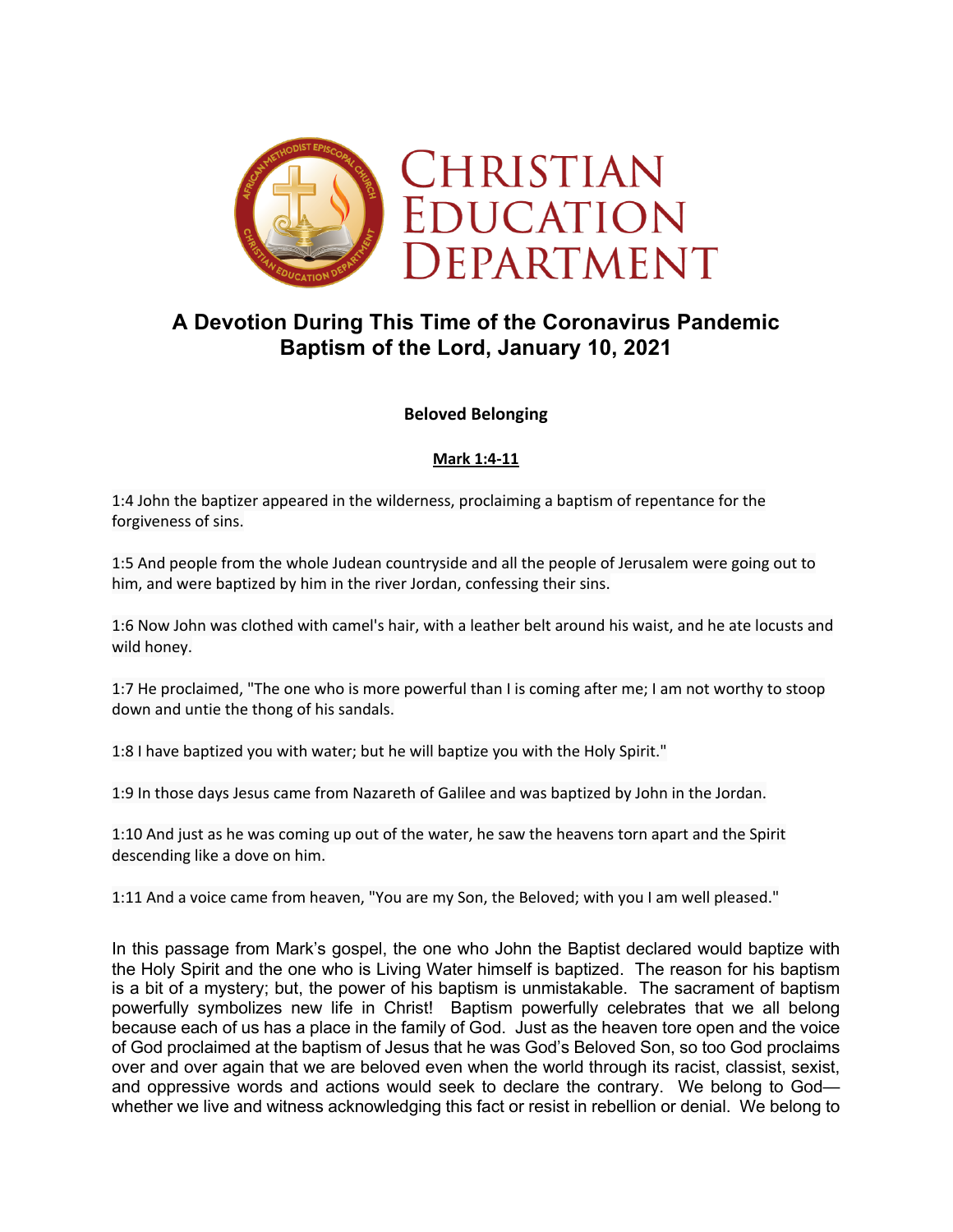# Christian Education Department

## A Devotion During This Time of the Coronavirus Pandemic
## Baptism of the Lord, January 10, 2021

**Beloved Belonging**

**Mark 1:4-11**

1:4 John the baptizer appeared in the wilderness, proclaiming a baptism of repentance for the forgiveness of sins.

1:5 And people from the whole Judean countryside and all the people of Jerusalem were going out to him, and were baptized by him in the river Jordan, confessing their sins.

1:6 Now John was clothed with camel's hair, with a leather belt around his waist, and he ate locusts and wild honey.

1:7 He proclaimed, "The one who is more powerful than I is coming after me; I am not worthy to stoop down and untie the thong of his sandals.

1:8 I have baptized you with water; but he will baptize you with the Holy Spirit."

1:9 In those days Jesus came from Nazareth of Galilee and was baptized by John in the Jordan.

1:10 And just as he was coming up out of the water, he saw the heavens torn apart and the Spirit descending like a dove on him.

1:11 And a voice came from heaven, "You are my Son, the Beloved; with you I am well pleased."

In this passage from Mark's gospel, the one who John the Baptist declared would baptize with the Holy Spirit and the one who is Living Water himself is baptized. The reason for his baptism is a bit of a mystery; but, the power of his baptism is unmistakable. The sacrament of baptism powerfully symbolizes new life in Christ! Baptism powerfully celebrates that we all belong because each of us has a place in the family of God. Just as the heaven tore open and the voice of God proclaimed at the baptism of Jesus that he was God's Beloved Son, so too God proclaims over and over again that we are beloved even when the world through its racist, classist, sexist, and oppressive words and actions would seek to declare the contrary. We belong to God—whether we live and witness acknowledging this fact or resist in rebellion or denial. We belong to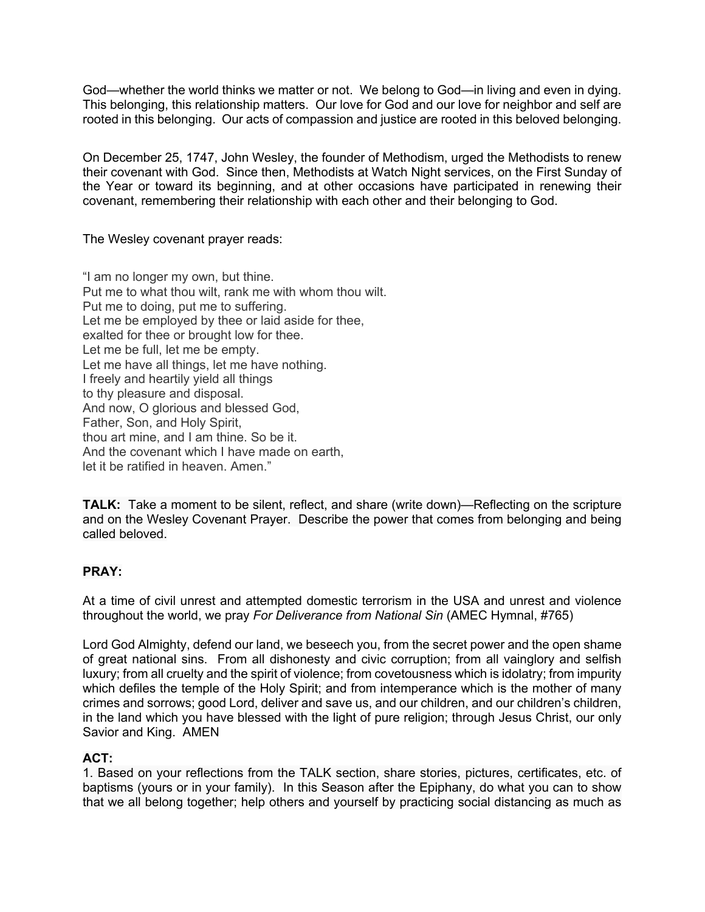God—whether the world thinks we matter or not. We belong to God—in living and even in dying. This belonging, this relationship matters. Our love for God and our love for neighbor and self are rooted in this belonging. Our acts of compassion and justice are rooted in this beloved belonging.

On December 25, 1747, John Wesley, the founder of Methodism, urged the Methodists to renew their covenant with God. Since then, Methodists at Watch Night services, on the First Sunday of the Year or toward its beginning, and at other occasions have participated in renewing their covenant, remembering their relationship with each other and their belonging to God.

The Wesley covenant prayer reads:

"I am no longer my own, but thine.
Put me to what thou wilt, rank me with whom thou wilt.
Put me to doing, put me to suffering.
Let me be employed by thee or laid aside for thee,
exalted for thee or brought low for thee.
Let me be full, let me be empty.
Let me have all things, let me have nothing.
I freely and heartily yield all things
to thy pleasure and disposal.
And now, O glorious and blessed God,
Father, Son, and Holy Spirit,
thou art mine, and I am thine. So be it.
And the covenant which I have made on earth,
let it be ratified in heaven. Amen."

**TALK:** Take a moment to be silent, reflect, and share (write down)—Reflecting on the scripture and on the Wesley Covenant Prayer. Describe the power that comes from belonging and being called beloved.

**PRAY:**

At a time of civil unrest and attempted domestic terrorism in the USA and unrest and violence throughout the world, we pray *For Deliverance from National Sin* (AMEC Hymnal, #765)

Lord God Almighty, defend our land, we beseech you, from the secret power and the open shame of great national sins. From all dishonesty and civic corruption; from all vainglory and selfish luxury; from all cruelty and the spirit of violence; from covetousness which is idolatry; from impurity which defiles the temple of the Holy Spirit; and from intemperance which is the mother of many crimes and sorrows; good Lord, deliver and save us, and our children, and our children's children, in the land which you have blessed with the light of pure religion; through Jesus Christ, our only Savior and King. AMEN

**ACT:**

1. Based on your reflections from the TALK section, share stories, pictures, certificates, etc. of baptisms (yours or in your family). In this Season after the Epiphany, do what you can to show that we all belong together; help others and yourself by practicing social distancing as much as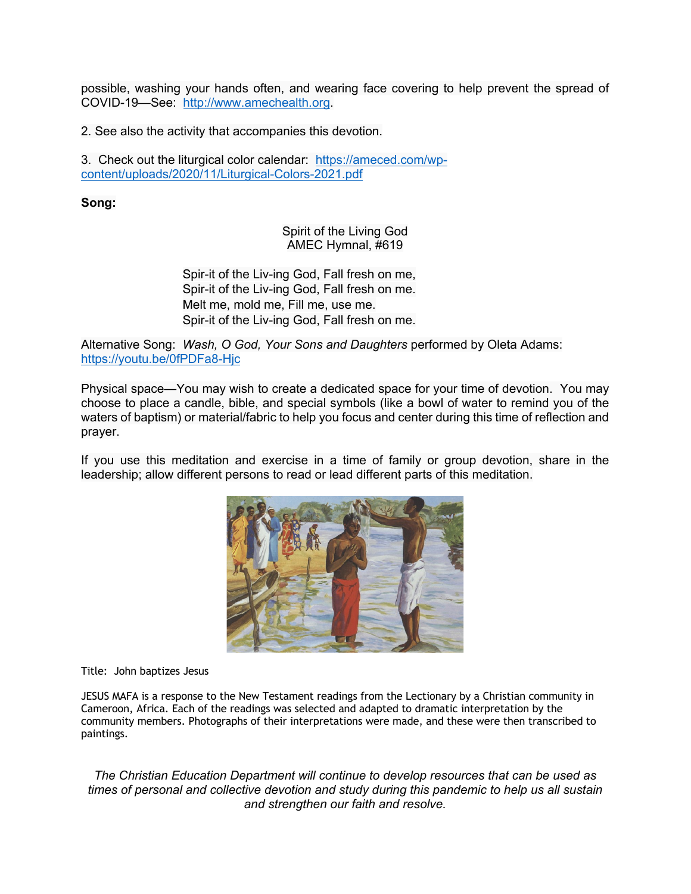possible, washing your hands often, and wearing face covering to help prevent the spread of COVID-19—See: http://www.amechealth.org.

2. See also the activity that accompanies this devotion.

3. Check out the liturgical color calendar: https://ameced.com/wp-content/uploads/2020/11/Liturgical-Colors-2021.pdf

**Song:**

Spirit of the Living God
AMEC Hymnal, #619

Spir-it of the Liv-ing God, Fall fresh on me,
Spir-it of the Liv-ing God, Fall fresh on me.
Melt me, mold me, Fill me, use me.
Spir-it of the Liv-ing God, Fall fresh on me.

Alternative Song: *Wash, O God, Your Sons and Daughters* performed by Oleta Adams: https://youtu.be/0fPDFa8-Hjc

Physical space—You may wish to create a dedicated space for your time of devotion. You may choose to place a candle, bible, and special symbols (like a bowl of water to remind you of the waters of baptism) or material/fabric to help you focus and center during this time of reflection and prayer.

If you use this meditation and exercise in a time of family or group devotion, share in the leadership; allow different persons to read or lead different parts of this meditation.

Title: John baptizes Jesus

JESUS MAFA is a response to the New Testament readings from the Lectionary by a Christian community in Cameroon, Africa. Each of the readings was selected and adapted to dramatic interpretation by the community members. Photographs of their interpretations were made, and these were then transcribed to paintings.

*The Christian Education Department will continue to develop resources that can be used as times of personal and collective devotion and study during this pandemic to help us all sustain and strengthen our faith and resolve.*